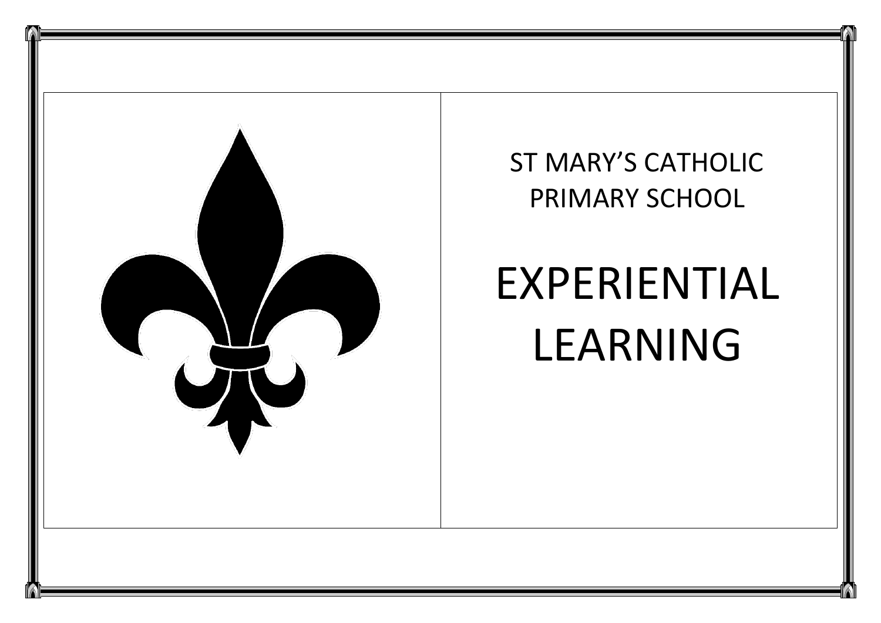ST MARY'S CATHOLIC PRIMARY SCHOOL

# EXPERIENTIAL LEARNING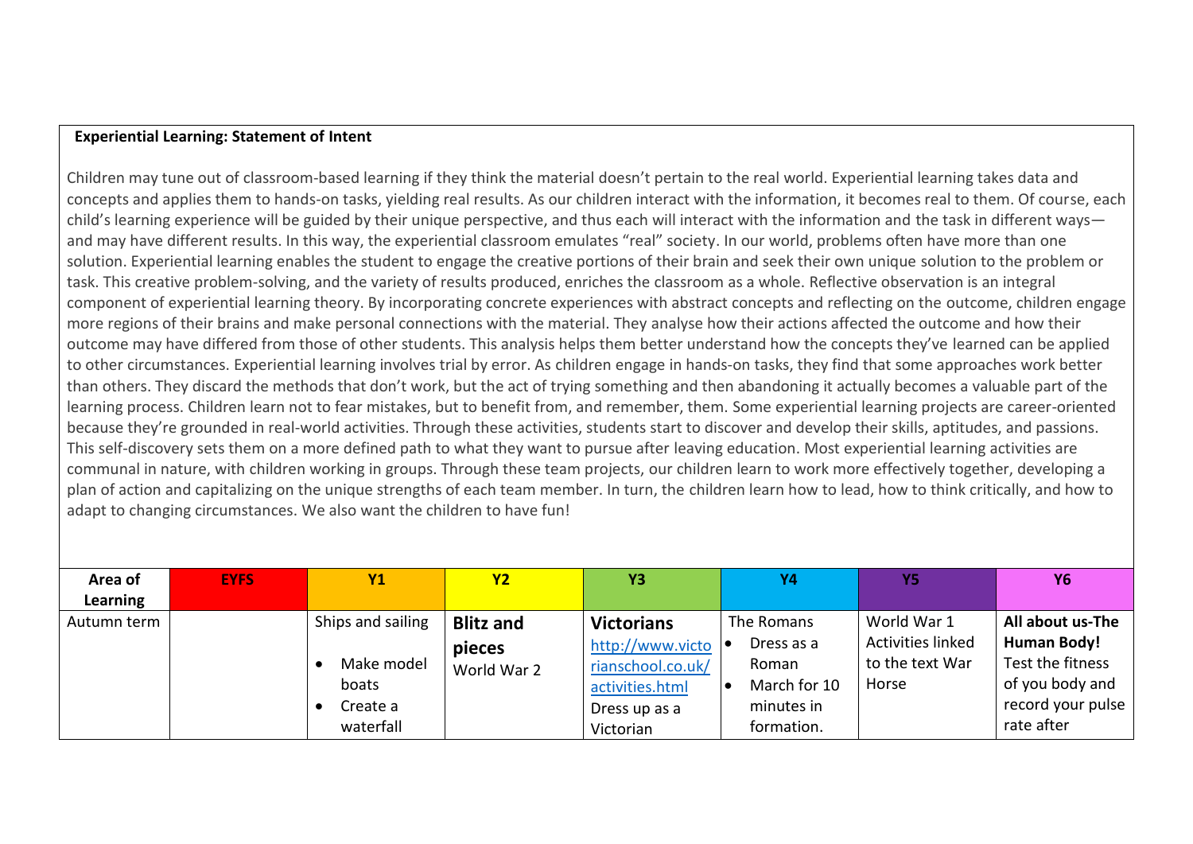**Experiential Learning: Statement of Intent**

Children may tune out of classroom-based learning if they think the material doesn't pertain to the real world. Experiential learning takes data and concepts and applies them to hands-on tasks, yielding real results. As our children interact with the information, it becomes real to them. Of course, each child's learning experience will be guided by their unique perspective, and thus each will interact with the information and the task in different ways—and may have different results. In this way, the experiential classroom emulates "real" society. In our world, problems often have more than one solution. Experiential learning enables the student to engage the creative portions of their brain and seek their own unique solution to the problem or task. This creative problem-solving, and the variety of results produced, enriches the classroom as a whole. Reflective observation is an integral component of experiential learning theory. By incorporating concrete experiences with abstract concepts and reflecting on the outcome, children engage more regions of their brains and make personal connections with the material. They analyse how their actions affected the outcome and how their outcome may have differed from those of other students. This analysis helps them better understand how the concepts they've learned can be applied to other circumstances. Experiential learning involves trial by error. As children engage in hands-on tasks, they find that some approaches work better than others. They discard the methods that don't work, but the act of trying something and then abandoning it actually becomes a valuable part of the learning process. Children learn not to fear mistakes, but to benefit from, and remember, them. Some experiential learning projects are career-oriented because they're grounded in real-world activities. Through these activities, students start to discover and develop their skills, aptitudes, and passions. This self-discovery sets them on a more defined path to what they want to pursue after leaving education. Most experiential learning activities are communal in nature, with children working in groups. Through these team projects, our children learn to work more effectively together, developing a plan of action and capitalizing on the unique strengths of each team member. In turn, the children learn how to lead, how to think critically, and how to adapt to changing circumstances. We also want the children to have fun!

| Area of Learning | EYFS | Y1 | Y2 | Y3 | Y4 | Y5 | Y6 |
|---|---|---|---|---|---|---|---|
| Autumn term | | Ships and sailing<br>• Make model boats<br>• Create a waterfall | **Blitz and pieces**<br>World War 2 | **Victorians**<br>[http://www.victorianschool.co.uk/activities.html](http://www.victorianschool.co.uk/activities.html)<br>Dress up as a Victorian | The Romans<br>• Dress as a Roman<br>• March for 10 minutes in formation. | World War 1<br>Activities linked to the text War Horse | **All about us-The Human Body!**<br>Test the fitness of you body and record your pulse rate after |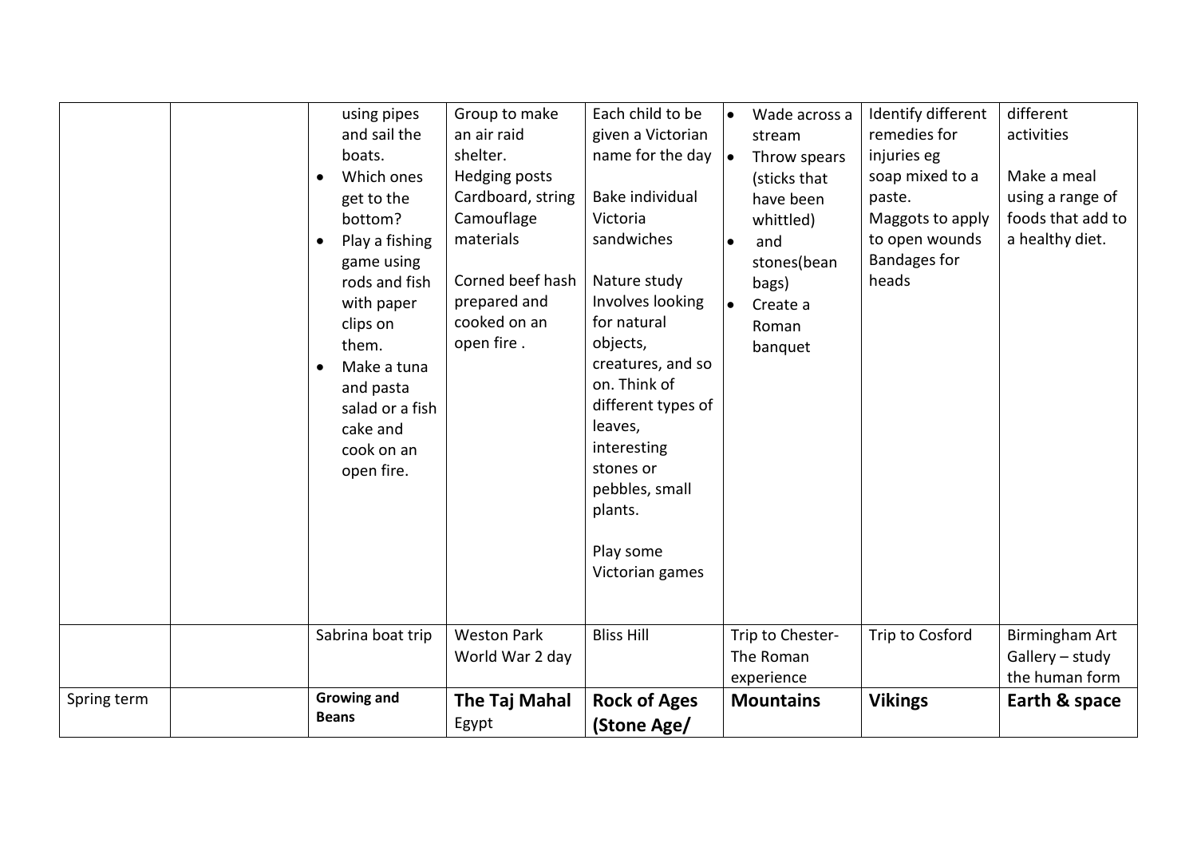| | | | | | | | |
|---|---|---|---|---|---|---|---|
| | | using pipes and sail the boats.<br>• Which ones get to the bottom?<br>• Play a fishing game using rods and fish with paper clips on them.<br>• Make a tuna and pasta salad or a fish cake and cook on an open fire. | Group to make an air raid shelter.<br>Hedging posts<br>Cardboard, string<br>Camouflage materials<br><br>Corned beef hash prepared and cooked on an open fire . | Each child to be given a Victorian name for the day<br><br>Bake individual Victoria sandwiches<br><br>Nature study Involves looking for natural objects, creatures, and so on. Think of different types of leaves, interesting stones or pebbles, small plants.<br><br>Play some Victorian games | • Wade across a stream<br>• Throw spears (sticks that have been whittled)<br>• and stones(bean bags)<br>• Create a Roman banquet | Identify different remedies for injuries eg soap mixed to a paste.<br>Maggots to apply to open wounds<br>Bandages for heads | different activities<br><br>Make a meal using a range of foods that add to a healthy diet. |
| | | Sabrina boat trip | Weston Park World War 2 day | Bliss Hill | Trip to Chester- The Roman experience | Trip to Cosford | Birmingham Art Gallery – study the human form |
| Spring term | | **Growing and Beans** | **The Taj Mahal** Egypt | **Rock of Ages (Stone Age/** | **Mountains** | **Vikings** | **Earth & space** |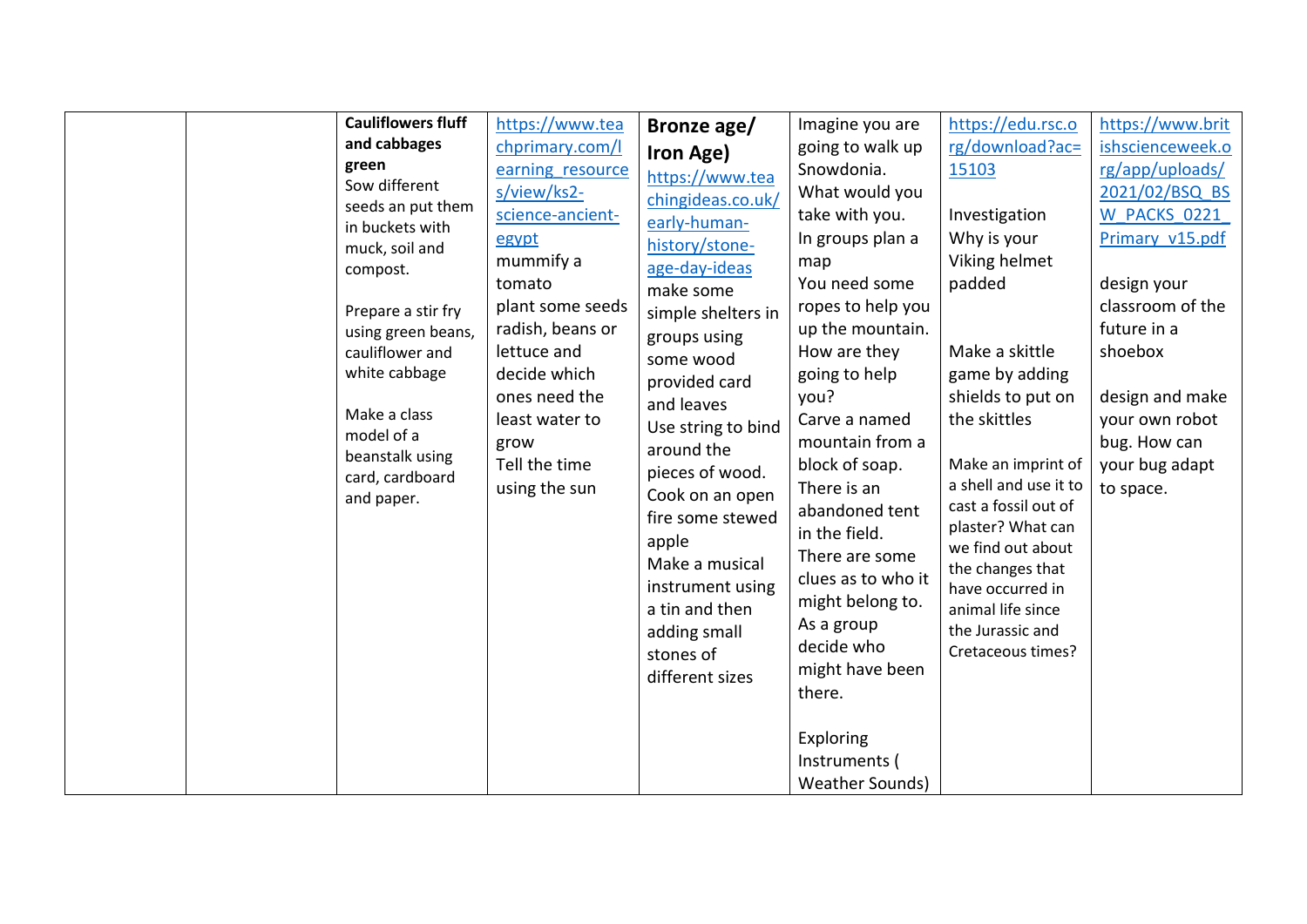|  |  | **Cauliflowers fluff and cabbages green**<br>Sow different seeds an put them in buckets with muck, soil and compost.<br><br>Prepare a stir fry using green beans, cauliflower and white cabbage<br><br>Make a class model of a beanstalk using card, cardboard and paper. | https://www.teachprimary.com/learning_resources/view/ks2-science-ancient-egypt<br>mummify a tomato<br>plant some seeds radish, beans or lettuce and decide which ones need the least water to grow<br>Tell the time using the sun | **Bronze age/ Iron Age)**<br>https://www.teachingideas.co.uk/early-human-history/stone-age-day-ideas<br>make some simple shelters in groups using some wood provided card and leaves<br>Use string to bind around the pieces of wood.<br>Cook on an open fire some stewed apple<br>Make a musical instrument using a tin and then adding small stones of different sizes | Imagine you are going to walk up Snowdonia. What would you take with you.<br>In groups plan a map<br>You need some ropes to help you up the mountain. How are they going to help you?<br>Carve a named mountain from a block of soap.<br>There is an abandoned tent in the field. There are some clues as to who it might belong to. As a group decide who might have been there.<br><br>Exploring Instruments ( Weather Sounds) | https://edu.rsc.org/download?ac=15103<br><br>Investigation<br>Why is your Viking helmet padded<br><br>Make a skittle game by adding shields to put on the skittles<br><br>Make an imprint of a shell and use it to cast a fossil out of plaster? What can we find out about the changes that have occurred in animal life since the Jurassic and Cretaceous times? | https://www.britishscienceweek.org/app/uploads/2021/02/BSQ_BSW_PACKS_0221_Primary_v15.pdf<br><br>design your classroom of the future in a shoebox<br><br>design and make your own robot bug. How can your bug adapt to space. |
|---|---|---|---|---|---|---|---|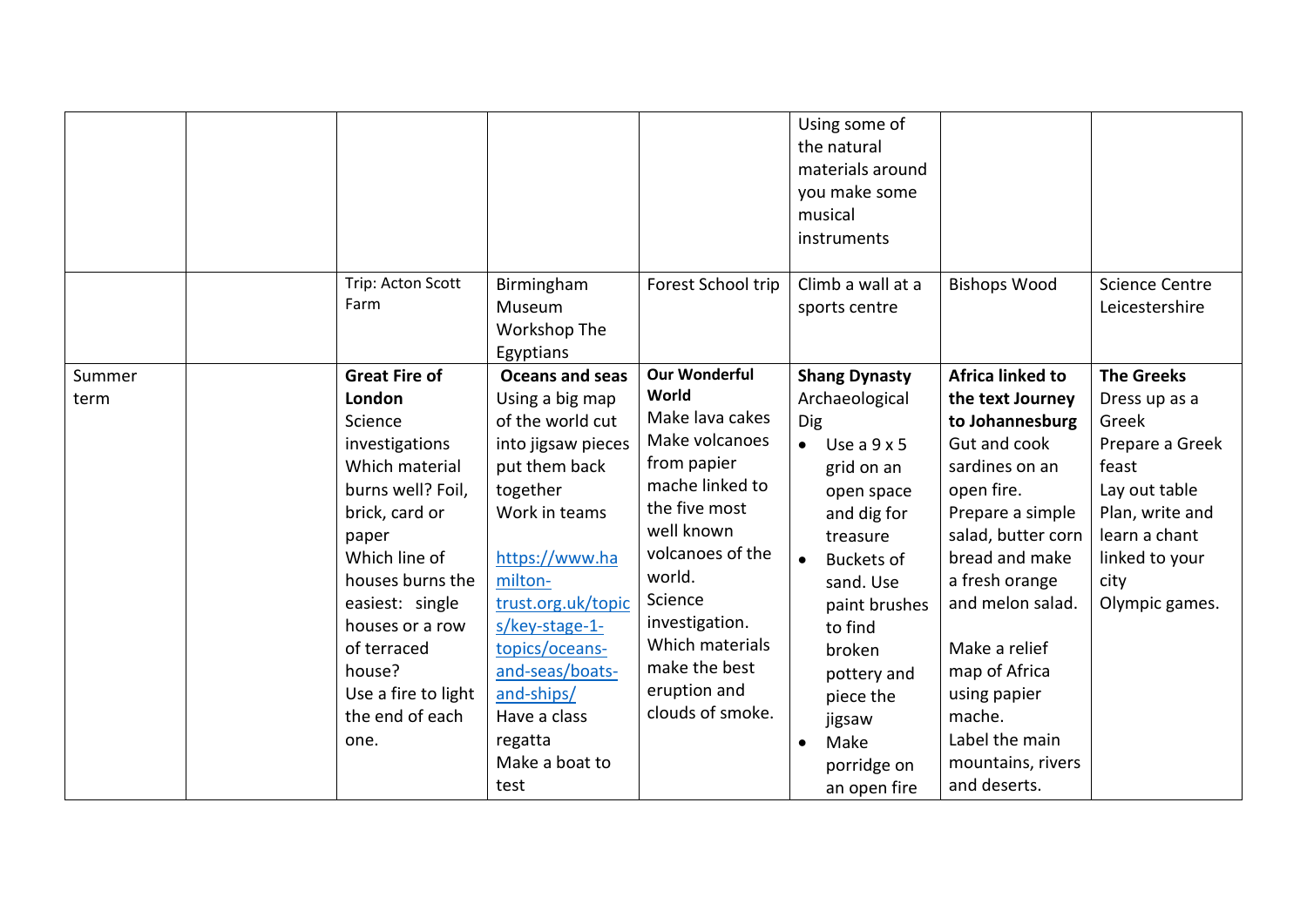| | | | | | | | |
|---|---|---|---|---|---|---|---|
| | | | | | Using some of the natural materials around you make some musical instruments | | |
| | | Trip: Acton Scott Farm | Birmingham Museum Workshop The Egyptians | Forest School trip | Climb a wall at a sports centre | Bishops Wood | Science Centre Leicestershire |
| Summer term | | **Great Fire of London**<br>Science investigations<br>Which material burns well? Foil, brick, card or paper<br>Which line of houses burns the easiest: single houses or a row of terraced house?<br>Use a fire to light the end of each one. | **Oceans and seas**<br>Using a big map of the world cut into jigsaw pieces put them back together<br>Work in teams<br><br>https://www.hamilton-trust.org.uk/topics/key-stage-1-topics/oceans-and-seas/boats-and-ships/<br>Have a class regatta<br>Make a boat to test | **Our Wonderful World**<br>Make lava cakes<br>Make volcanoes from papier mache linked to the five most well known volcanoes of the world.<br>Science investigation.<br>Which materials make the best eruption and clouds of smoke. | **Shang Dynasty**<br>Archaeological Dig<br>• Use a 9 x 5 grid on an open space and dig for treasure<br>• Buckets of sand. Use paint brushes to find broken pottery and piece the jigsaw<br>• Make porridge on an open fire | **Africa linked to the text Journey to Johannesburg**<br>Gut and cook sardines on an open fire.<br>Prepare a simple salad, butter corn bread and make a fresh orange and melon salad.<br><br>Make a relief map of Africa using papier mache.<br>Label the main mountains, rivers and deserts. | **The Greeks**<br>Dress up as a Greek<br>Prepare a Greek feast<br>Lay out table<br>Plan, write and learn a chant linked to your city<br>Olympic games. |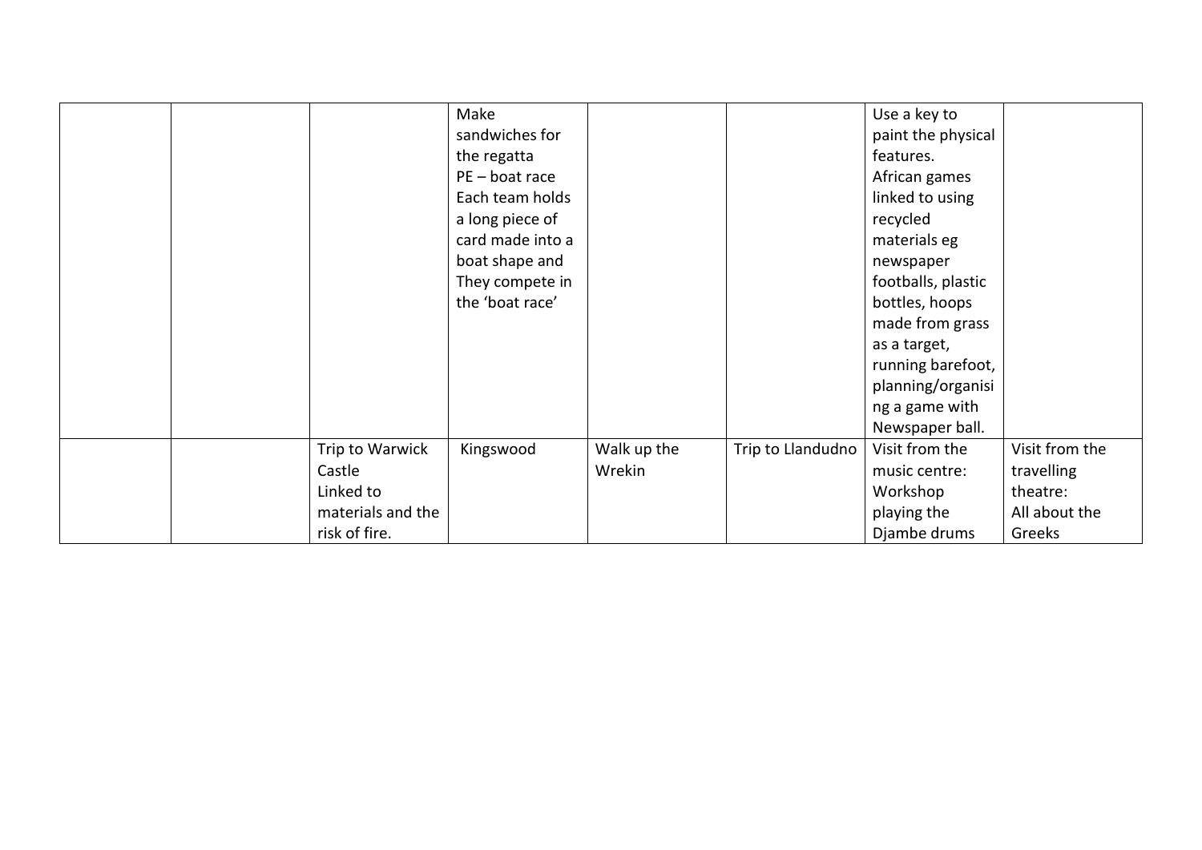| | | | | | | | |
|---|---|---|---|---|---|---|---|
| | | | Make sandwiches for the regatta<br>PE – boat race<br>Each team holds a long piece of card made into a boat shape and They compete in the 'boat race' | | | Use a key to paint the physical features.<br>African games linked to using recycled materials eg newspaper footballs, plastic bottles, hoops made from grass as a target, running barefoot, planning/organising a game with Newspaper ball. | |
| | | Trip to Warwick Castle<br>Linked to materials and the risk of fire. | Kingswood | Walk up the Wrekin | Trip to Llandudno | Visit from the music centre:<br>Workshop playing the Djambe drums | Visit from the travelling theatre:<br>All about the Greeks |